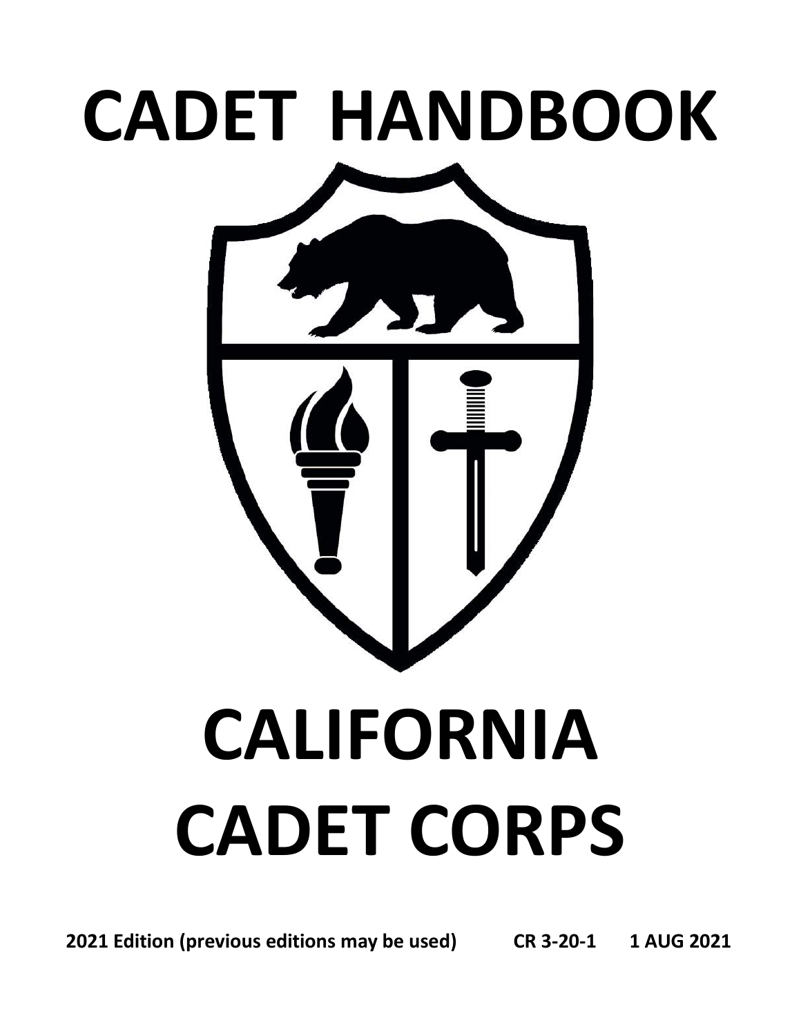# CADET HANDBOOK

# CALIFORNIA CADET CORPS

**2021 Edition (previous editions may be used) CR 3-20-1 1 AUG 2021**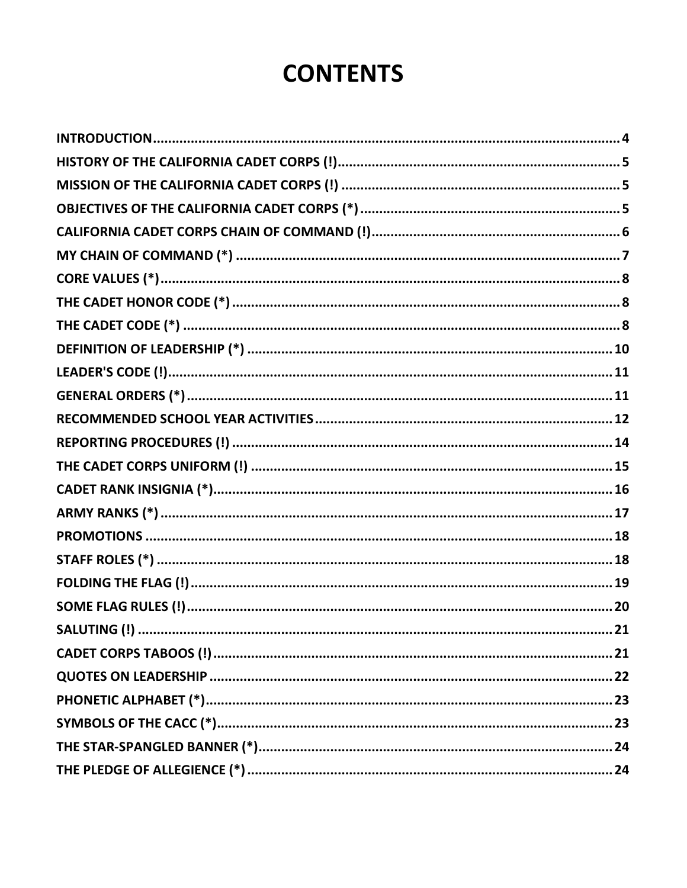# CONTENTS

- INTRODUCTION ........ 4
- HISTORY OF THE CALIFORNIA CADET CORPS (!) ........ 5
- MISSION OF THE CALIFORNIA CADET CORPS (!) ........ 5
- OBJECTIVES OF THE CALIFORNIA CADET CORPS (*) ........ 5
- CALIFORNIA CADET CORPS CHAIN OF COMMAND (!) ........ 6
- MY CHAIN OF COMMAND (*) ........ 7
- CORE VALUES (*) ........ 8
- THE CADET HONOR CODE (*) ........ 8
- THE CADET CODE (*) ........ 8
- DEFINITION OF LEADERSHIP (*) ........ 10
- LEADER'S CODE (!) ........ 11
- GENERAL ORDERS (*) ........ 11
- RECOMMENDED SCHOOL YEAR ACTIVITIES ........ 12
- REPORTING PROCEDURES (!) ........ 14
- THE CADET CORPS UNIFORM (!) ........ 15
- CADET RANK INSIGNIA (*) ........ 16
- ARMY RANKS (*) ........ 17
- PROMOTIONS ........ 18
- STAFF ROLES (*) ........ 18
- FOLDING THE FLAG (!) ........ 19
- SOME FLAG RULES (!) ........ 20
- SALUTING (!) ........ 21
- CADET CORPS TABOOS (!) ........ 21
- QUOTES ON LEADERSHIP ........ 22
- PHONETIC ALPHABET (*) ........ 23
- SYMBOLS OF THE CACC (*) ........ 23
- THE STAR-SPANGLED BANNER (*) ........ 24
- THE PLEDGE OF ALLEGIENCE (*) ........ 24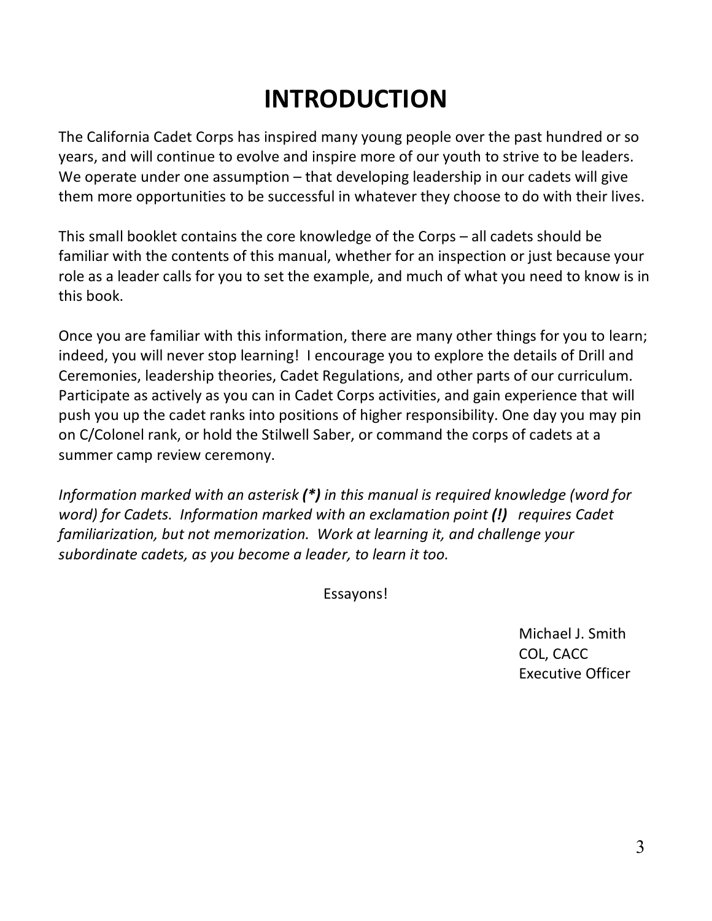# INTRODUCTION

The California Cadet Corps has inspired many young people over the past hundred or so years, and will continue to evolve and inspire more of our youth to strive to be leaders. We operate under one assumption – that developing leadership in our cadets will give them more opportunities to be successful in whatever they choose to do with their lives.

This small booklet contains the core knowledge of the Corps – all cadets should be familiar with the contents of this manual, whether for an inspection or just because your role as a leader calls for you to set the example, and much of what you need to know is in this book.

Once you are familiar with this information, there are many other things for you to learn; indeed, you will never stop learning! I encourage you to explore the details of Drill and Ceremonies, leadership theories, Cadet Regulations, and other parts of our curriculum. Participate as actively as you can in Cadet Corps activities, and gain experience that will push you up the cadet ranks into positions of higher responsibility. One day you may pin on C/Colonel rank, or hold the Stilwell Saber, or command the corps of cadets at a summer camp review ceremony.

*Information marked with an asterisk **(*)** in this manual is required knowledge (word for word) for Cadets. Information marked with an exclamation point **(!)** requires Cadet familiarization, but not memorization. Work at learning it, and challenge your subordinate cadets, as you become a leader, to learn it too.*

Essayons!

Michael J. Smith
COL, CACC
Executive Officer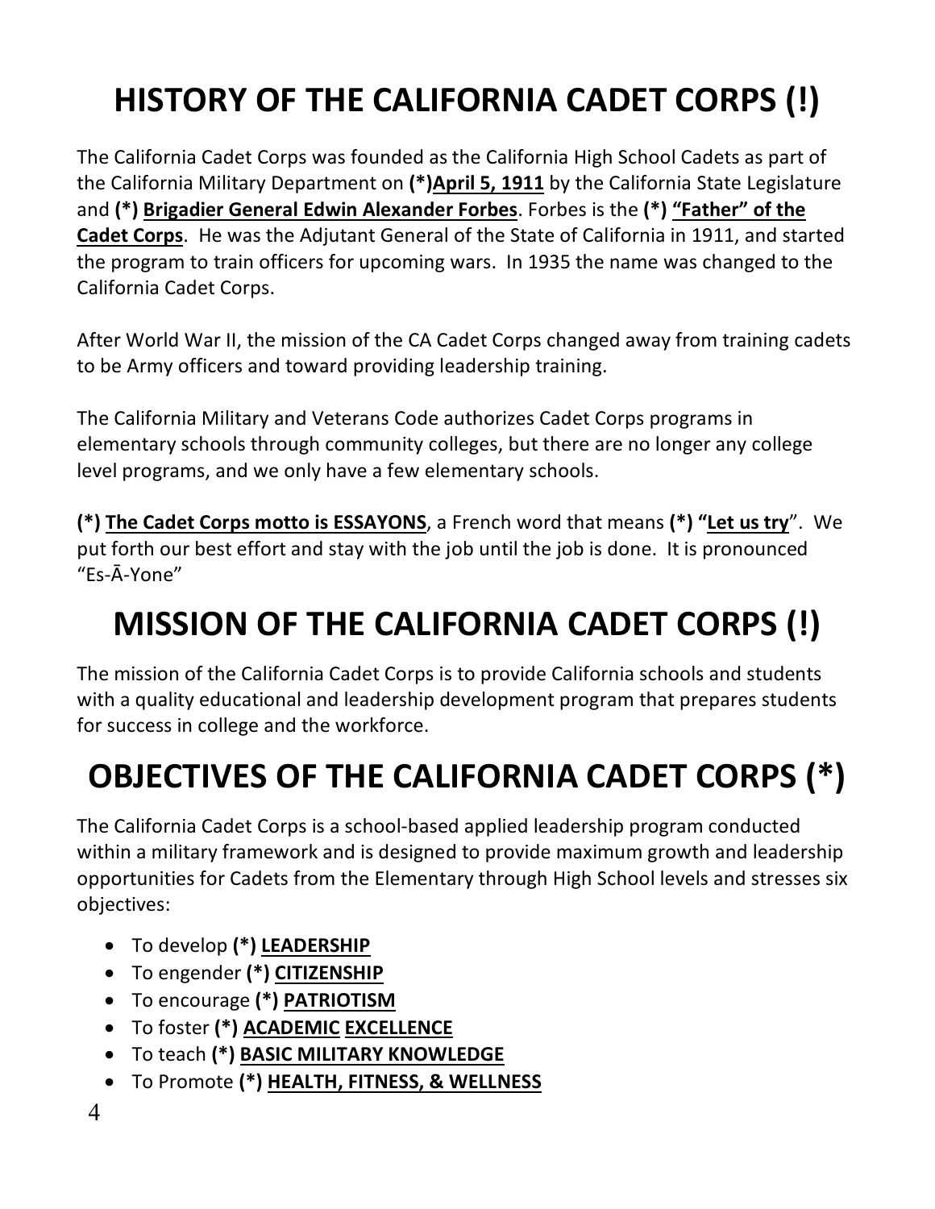# HISTORY OF THE CALIFORNIA CADET CORPS (!)

The California Cadet Corps was founded as the California High School Cadets as part of the California Military Department on **(*)April 5, 1911** by the California State Legislature and **(*) Brigadier General Edwin Alexander Forbes**. Forbes is the **(*) "Father" of the Cadet Corps**. He was the Adjutant General of the State of California in 1911, and started the program to train officers for upcoming wars. In 1935 the name was changed to the California Cadet Corps.

After World War II, the mission of the CA Cadet Corps changed away from training cadets to be Army officers and toward providing leadership training.

The California Military and Veterans Code authorizes Cadet Corps programs in elementary schools through community colleges, but there are no longer any college level programs, and we only have a few elementary schools.

**(*) The Cadet Corps motto is ESSAYONS**, a French word that means **(*) "Let us try"**. We put forth our best effort and stay with the job until the job is done. It is pronounced "Es-Ā-Yone"

# MISSION OF THE CALIFORNIA CADET CORPS (!)

The mission of the California Cadet Corps is to provide California schools and students with a quality educational and leadership development program that prepares students for success in college and the workforce.

# OBJECTIVES OF THE CALIFORNIA CADET CORPS (*)

The California Cadet Corps is a school-based applied leadership program conducted within a military framework and is designed to provide maximum growth and leadership opportunities for Cadets from the Elementary through High School levels and stresses six objectives:

- To develop **(*) LEADERSHIP**
- To engender **(*) CITIZENSHIP**
- To encourage **(*) PATRIOTISM**
- To foster **(*) ACADEMIC EXCELLENCE**
- To teach **(*) BASIC MILITARY KNOWLEDGE**
- To Promote **(*) HEALTH, FITNESS, & WELLNESS**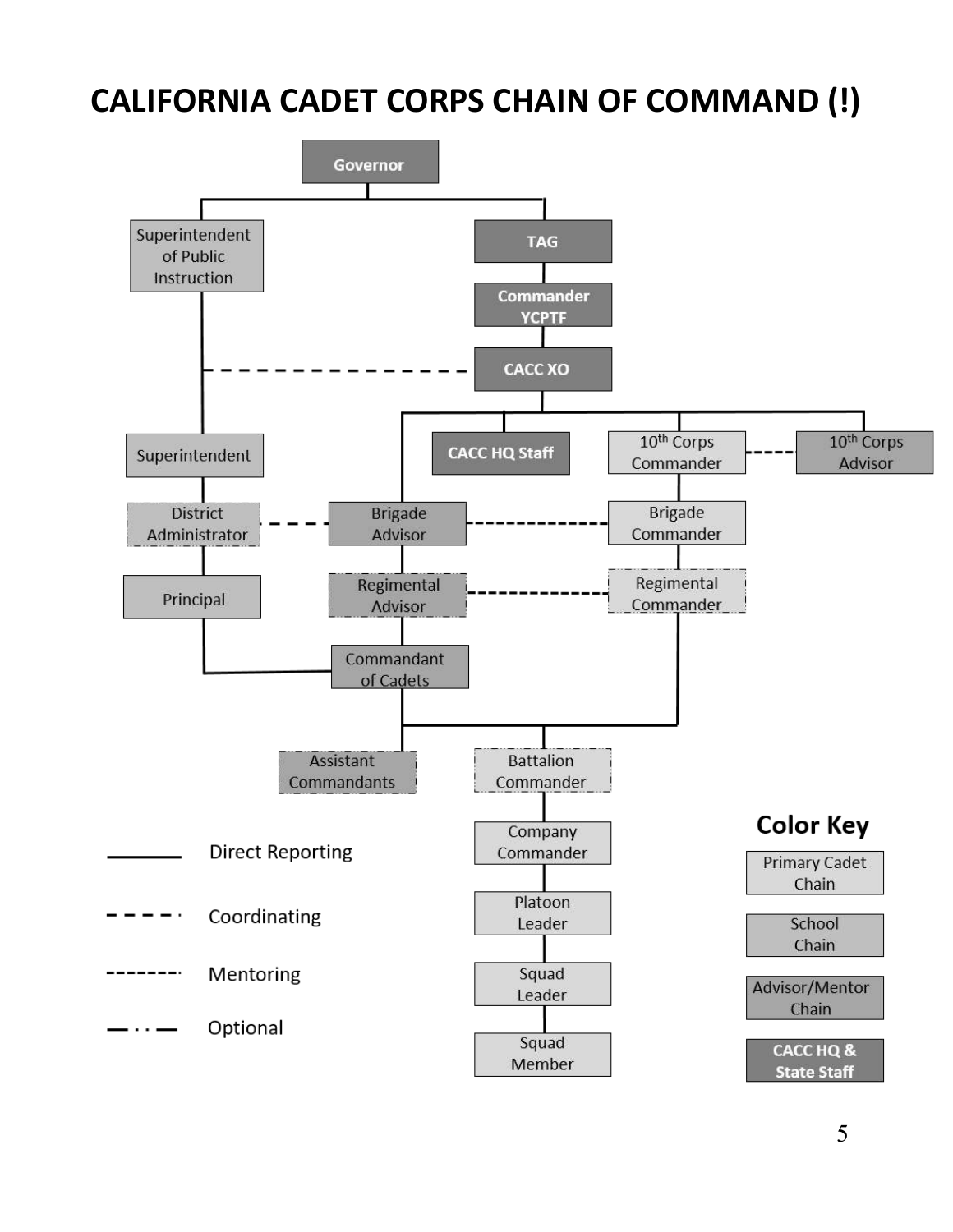# CALIFORNIA CADET CORPS CHAIN OF COMMAND (!)

Governor

Superintendent of Public Instruction

TAG

Commander YCPTF

CACC XO

Superintendent

CACC HQ Staff

10th Corps Commander

10th Corps Advisor

District Administrator

Brigade Advisor

Brigade Commander

Principal

Regimental Advisor

Regimental Commander

Commandant of Cadets

Assistant Commandants

Battalion Commander

Company Commander

Platoon Leader

Squad Leader

Squad Member

Direct Reporting

Coordinating

Mentoring

Optional

**Color Key**

Primary Cadet Chain

School Chain

Advisor/Mentor Chain

CACC HQ & State Staff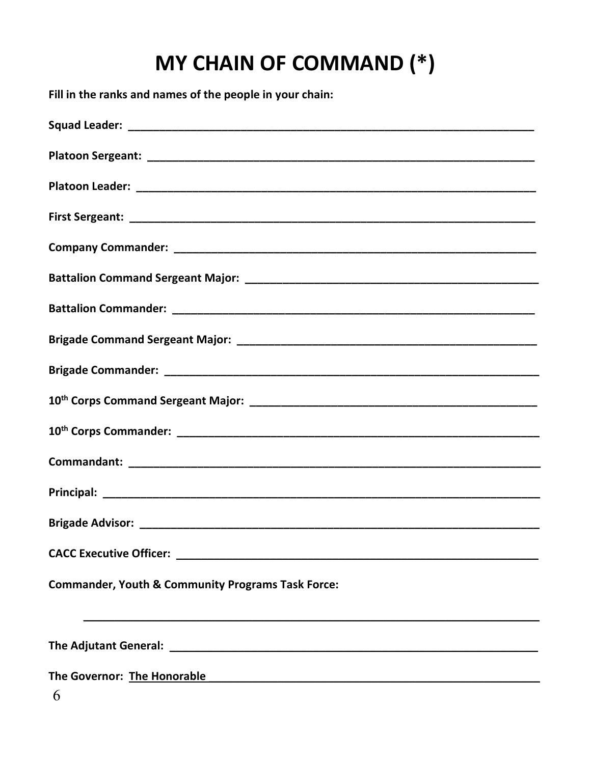# MY CHAIN OF COMMAND (*)

**Fill in the ranks and names of the people in your chain:**

**Squad Leader:** ____________________________________________________________________

**Platoon Sergeant:** ________________________________________________________________

**Platoon Leader:** _________________________________________________________________

**First Sergeant:** __________________________________________________________________

**Company Commander:** _____________________________________________________________

**Battalion Command Sergeant Major:** ________________________________________________

**Battalion Commander:** _____________________________________________________________

**Brigade Command Sergeant Major:** _________________________________________________

**Brigade Commander:** ______________________________________________________________

**10th Corps Command Sergeant Major:** _______________________________________________

**10th Corps Commander:** ____________________________________________________________

**Commandant:** _____________________________________________________________________

**Principal:** _________________________________________________________________________

**Brigade Advisor:** __________________________________________________________________

**CACC Executive Officer:** ____________________________________________________________

**Commander, Youth & Community Programs Task Force:**

_______________________________________________________________________________

**The Adjutant General:** ______________________________________________________________

**The Governor: The Honorable** ________________________________________________________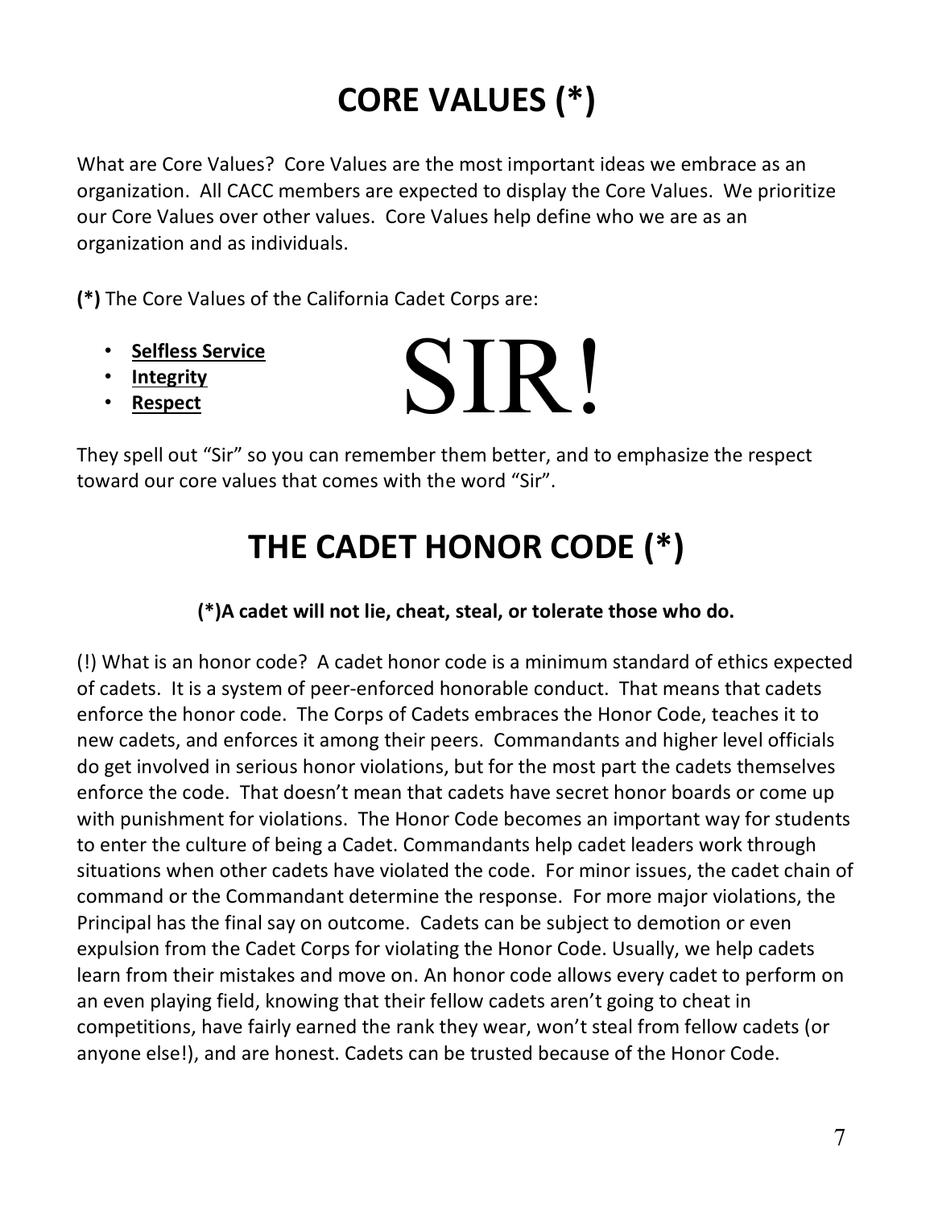# CORE VALUES (*)

What are Core Values? Core Values are the most important ideas we embrace as an organization. All CACC members are expected to display the Core Values. We prioritize our Core Values over other values. Core Values help define who we are as an organization and as individuals.

**(*)** The Core Values of the California Cadet Corps are:

- **Selfless Service**
- **Integrity**
- **Respect**

SIR!

They spell out "Sir" so you can remember them better, and to emphasize the respect toward our core values that comes with the word "Sir".

# THE CADET HONOR CODE (*)

**(*)A cadet will not lie, cheat, steal, or tolerate those who do.**

(!) What is an honor code? A cadet honor code is a minimum standard of ethics expected of cadets. It is a system of peer-enforced honorable conduct. That means that cadets enforce the honor code. The Corps of Cadets embraces the Honor Code, teaches it to new cadets, and enforces it among their peers. Commandants and higher level officials do get involved in serious honor violations, but for the most part the cadets themselves enforce the code. That doesn't mean that cadets have secret honor boards or come up with punishment for violations. The Honor Code becomes an important way for students to enter the culture of being a Cadet. Commandants help cadet leaders work through situations when other cadets have violated the code. For minor issues, the cadet chain of command or the Commandant determine the response. For more major violations, the Principal has the final say on outcome. Cadets can be subject to demotion or even expulsion from the Cadet Corps for violating the Honor Code. Usually, we help cadets learn from their mistakes and move on. An honor code allows every cadet to perform on an even playing field, knowing that their fellow cadets aren't going to cheat in competitions, have fairly earned the rank they wear, won't steal from fellow cadets (or anyone else!), and are honest. Cadets can be trusted because of the Honor Code.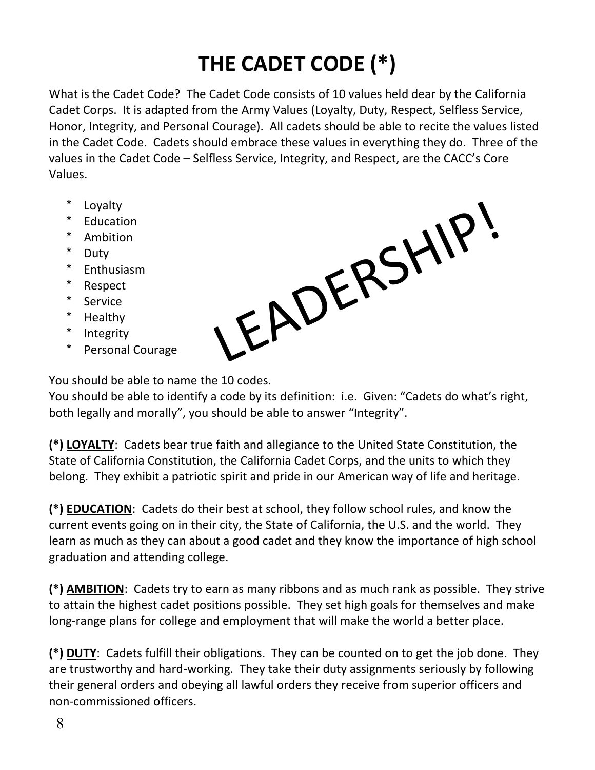# THE CADET CODE (*)

What is the Cadet Code? The Cadet Code consists of 10 values held dear by the California Cadet Corps. It is adapted from the Army Values (Loyalty, Duty, Respect, Selfless Service, Honor, Integrity, and Personal Courage). All cadets should be able to recite the values listed in the Cadet Code. Cadets should embrace these values in everything they do. Three of the values in the Cadet Code – Selfless Service, Integrity, and Respect, are the CACC's Core Values.

- Loyalty
- Education
- Ambition
- Duty
- Enthusiasm
- Respect
- Service
- Healthy
- Integrity
- Personal Courage

LEADERSHIP!

You should be able to name the 10 codes.
You should be able to identify a code by its definition: i.e. Given: "Cadets do what's right, both legally and morally", you should be able to answer "Integrity".

**(*) <u>LOYALTY</u>**: Cadets bear true faith and allegiance to the United State Constitution, the State of California Constitution, the California Cadet Corps, and the units to which they belong. They exhibit a patriotic spirit and pride in our American way of life and heritage.

**(*) <u>EDUCATION</u>**: Cadets do their best at school, they follow school rules, and know the current events going on in their city, the State of California, the U.S. and the world. They learn as much as they can about a good cadet and they know the importance of high school graduation and attending college.

**(*) <u>AMBITION</u>**: Cadets try to earn as many ribbons and as much rank as possible. They strive to attain the highest cadet positions possible. They set high goals for themselves and make long-range plans for college and employment that will make the world a better place.

**(*) <u>DUTY</u>**: Cadets fulfill their obligations. They can be counted on to get the job done. They are trustworthy and hard-working. They take their duty assignments seriously by following their general orders and obeying all lawful orders they receive from superior officers and non-commissioned officers.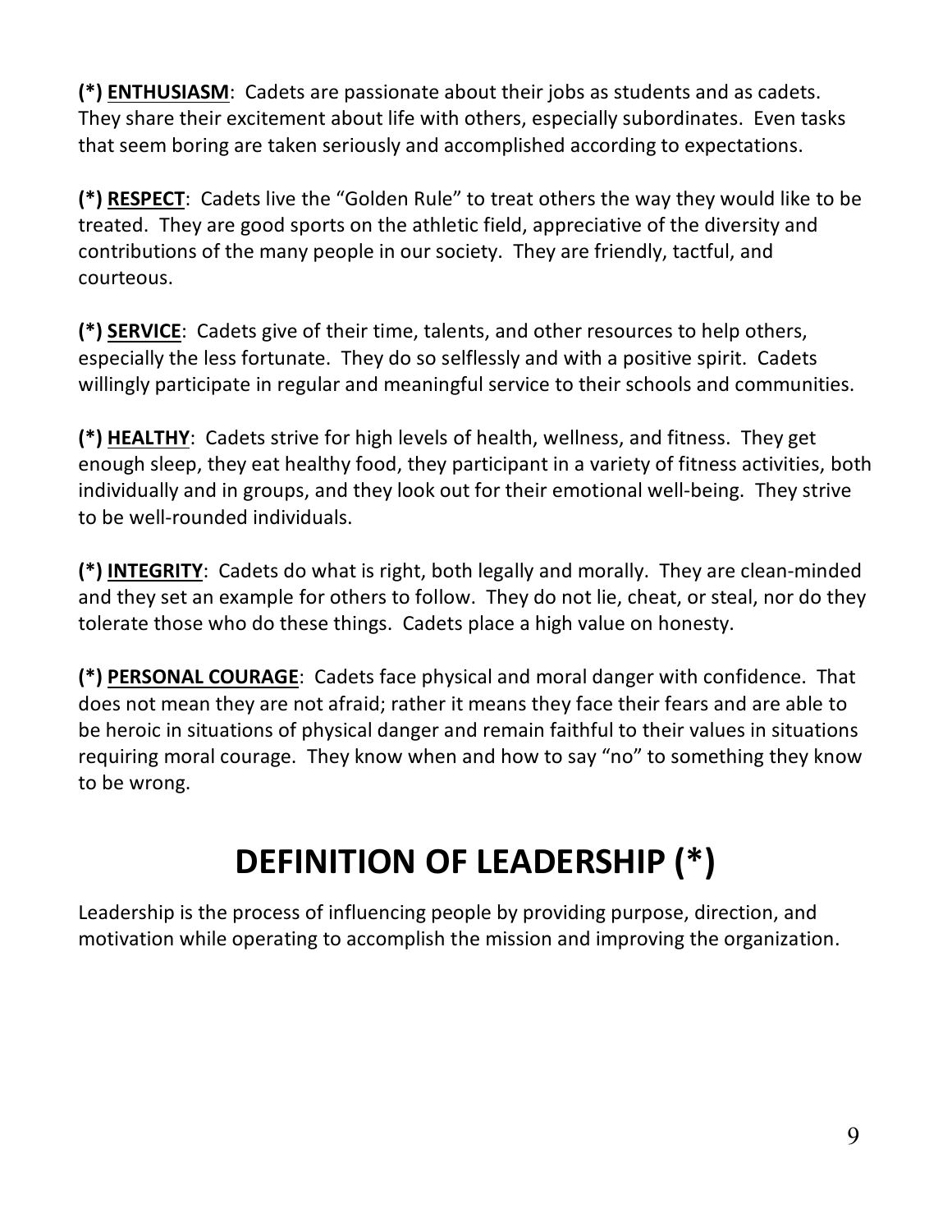**(*) <u>ENTHUSIASM</u>**: Cadets are passionate about their jobs as students and as cadets. They share their excitement about life with others, especially subordinates. Even tasks that seem boring are taken seriously and accomplished according to expectations.

**(*) <u>RESPECT</u>**: Cadets live the "Golden Rule" to treat others the way they would like to be treated. They are good sports on the athletic field, appreciative of the diversity and contributions of the many people in our society. They are friendly, tactful, and courteous.

**(*) <u>SERVICE</u>**: Cadets give of their time, talents, and other resources to help others, especially the less fortunate. They do so selflessly and with a positive spirit. Cadets willingly participate in regular and meaningful service to their schools and communities.

**(*) <u>HEALTHY</u>**: Cadets strive for high levels of health, wellness, and fitness. They get enough sleep, they eat healthy food, they participant in a variety of fitness activities, both individually and in groups, and they look out for their emotional well-being. They strive to be well-rounded individuals.

**(*) <u>INTEGRITY</u>**: Cadets do what is right, both legally and morally. They are clean-minded and they set an example for others to follow. They do not lie, cheat, or steal, nor do they tolerate those who do these things. Cadets place a high value on honesty.

**(*) <u>PERSONAL COURAGE</u>**: Cadets face physical and moral danger with confidence. That does not mean they are not afraid; rather it means they face their fears and are able to be heroic in situations of physical danger and remain faithful to their values in situations requiring moral courage. They know when and how to say "no" to something they know to be wrong.

# DEFINITION OF LEADERSHIP (*)

Leadership is the process of influencing people by providing purpose, direction, and motivation while operating to accomplish the mission and improving the organization.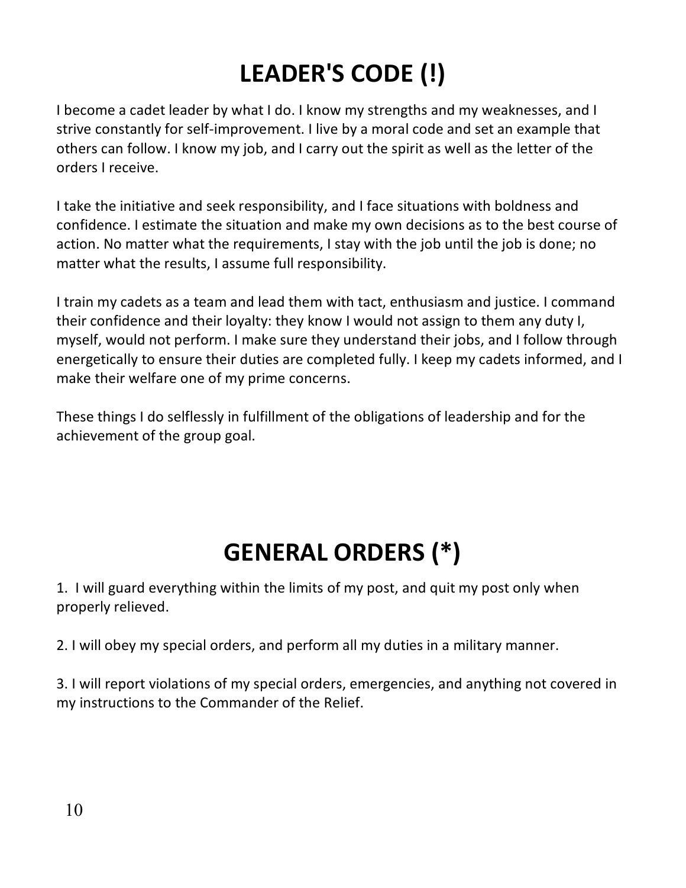# LEADER'S CODE (!)

I become a cadet leader by what I do. I know my strengths and my weaknesses, and I strive constantly for self-improvement. I live by a moral code and set an example that others can follow. I know my job, and I carry out the spirit as well as the letter of the orders I receive.

I take the initiative and seek responsibility, and I face situations with boldness and confidence. I estimate the situation and make my own decisions as to the best course of action. No matter what the requirements, I stay with the job until the job is done; no matter what the results, I assume full responsibility.

I train my cadets as a team and lead them with tact, enthusiasm and justice. I command their confidence and their loyalty: they know I would not assign to them any duty I, myself, would not perform. I make sure they understand their jobs, and I follow through energetically to ensure their duties are completed fully. I keep my cadets informed, and I make their welfare one of my prime concerns.

These things I do selflessly in fulfillment of the obligations of leadership and for the achievement of the group goal.

# GENERAL ORDERS (*)

1. I will guard everything within the limits of my post, and quit my post only when properly relieved.

2. I will obey my special orders, and perform all my duties in a military manner.

3. I will report violations of my special orders, emergencies, and anything not covered in my instructions to the Commander of the Relief.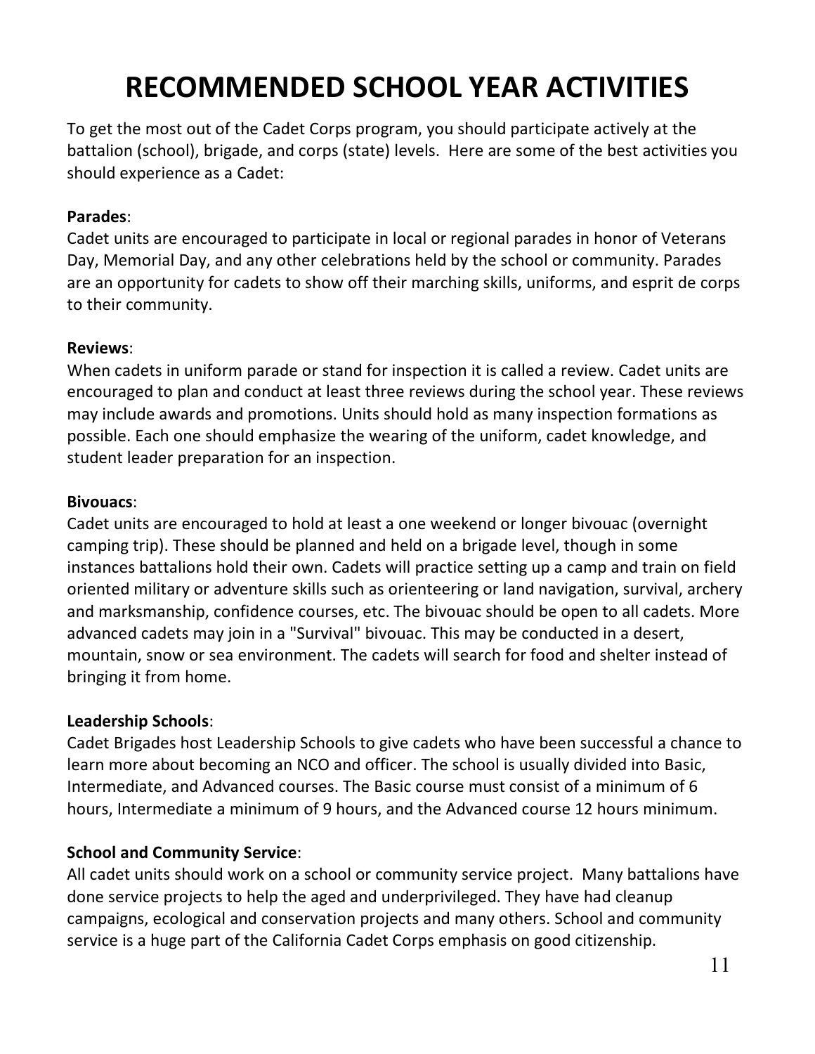# RECOMMENDED SCHOOL YEAR ACTIVITIES

To get the most out of the Cadet Corps program, you should participate actively at the battalion (school), brigade, and corps (state) levels. Here are some of the best activities you should experience as a Cadet:

**Parades**:
Cadet units are encouraged to participate in local or regional parades in honor of Veterans Day, Memorial Day, and any other celebrations held by the school or community. Parades are an opportunity for cadets to show off their marching skills, uniforms, and esprit de corps to their community.

**Reviews**:
When cadets in uniform parade or stand for inspection it is called a review. Cadet units are encouraged to plan and conduct at least three reviews during the school year. These reviews may include awards and promotions. Units should hold as many inspection formations as possible. Each one should emphasize the wearing of the uniform, cadet knowledge, and student leader preparation for an inspection.

**Bivouacs**:
Cadet units are encouraged to hold at least a one weekend or longer bivouac (overnight camping trip). These should be planned and held on a brigade level, though in some instances battalions hold their own. Cadets will practice setting up a camp and train on field oriented military or adventure skills such as orienteering or land navigation, survival, archery and marksmanship, confidence courses, etc. The bivouac should be open to all cadets. More advanced cadets may join in a "Survival" bivouac. This may be conducted in a desert, mountain, snow or sea environment. The cadets will search for food and shelter instead of bringing it from home.

**Leadership Schools**:
Cadet Brigades host Leadership Schools to give cadets who have been successful a chance to learn more about becoming an NCO and officer. The school is usually divided into Basic, Intermediate, and Advanced courses. The Basic course must consist of a minimum of 6 hours, Intermediate a minimum of 9 hours, and the Advanced course 12 hours minimum.

**School and Community Service**:
All cadet units should work on a school or community service project. Many battalions have done service projects to help the aged and underprivileged. They have had cleanup campaigns, ecological and conservation projects and many others. School and community service is a huge part of the California Cadet Corps emphasis on good citizenship.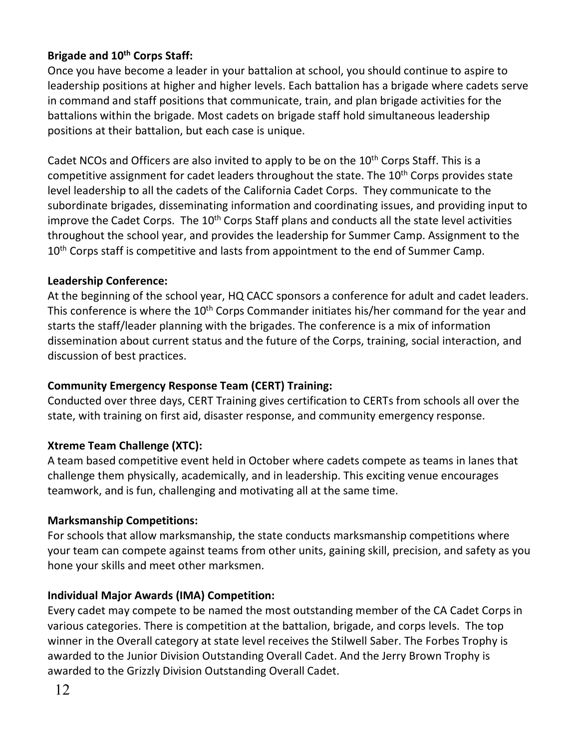**Brigade and 10th Corps Staff:**
Once you have become a leader in your battalion at school, you should continue to aspire to leadership positions at higher and higher levels. Each battalion has a brigade where cadets serve in command and staff positions that communicate, train, and plan brigade activities for the battalions within the brigade. Most cadets on brigade staff hold simultaneous leadership positions at their battalion, but each case is unique.

Cadet NCOs and Officers are also invited to apply to be on the 10th Corps Staff. This is a competitive assignment for cadet leaders throughout the state. The 10th Corps provides state level leadership to all the cadets of the California Cadet Corps. They communicate to the subordinate brigades, disseminating information and coordinating issues, and providing input to improve the Cadet Corps. The 10th Corps Staff plans and conducts all the state level activities throughout the school year, and provides the leadership for Summer Camp. Assignment to the 10th Corps staff is competitive and lasts from appointment to the end of Summer Camp.

**Leadership Conference:**
At the beginning of the school year, HQ CACC sponsors a conference for adult and cadet leaders. This conference is where the 10th Corps Commander initiates his/her command for the year and starts the staff/leader planning with the brigades. The conference is a mix of information dissemination about current status and the future of the Corps, training, social interaction, and discussion of best practices.

**Community Emergency Response Team (CERT) Training:**
Conducted over three days, CERT Training gives certification to CERTs from schools all over the state, with training on first aid, disaster response, and community emergency response.

**Xtreme Team Challenge (XTC):**
A team based competitive event held in October where cadets compete as teams in lanes that challenge them physically, academically, and in leadership. This exciting venue encourages teamwork, and is fun, challenging and motivating all at the same time.

**Marksmanship Competitions:**
For schools that allow marksmanship, the state conducts marksmanship competitions where your team can compete against teams from other units, gaining skill, precision, and safety as you hone your skills and meet other marksmen.

**Individual Major Awards (IMA) Competition:**
Every cadet may compete to be named the most outstanding member of the CA Cadet Corps in various categories. There is competition at the battalion, brigade, and corps levels. The top winner in the Overall category at state level receives the Stilwell Saber. The Forbes Trophy is awarded to the Junior Division Outstanding Overall Cadet. And the Jerry Brown Trophy is awarded to the Grizzly Division Outstanding Overall Cadet.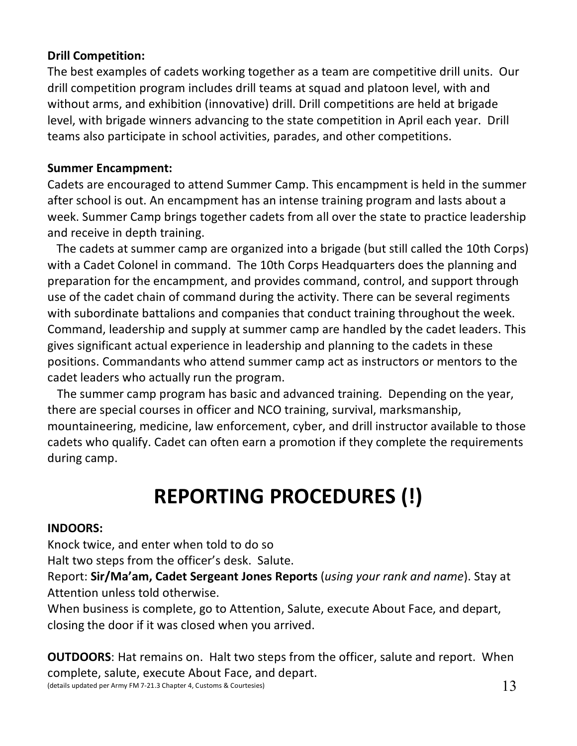**Drill Competition:**
The best examples of cadets working together as a team are competitive drill units. Our drill competition program includes drill teams at squad and platoon level, with and without arms, and exhibition (innovative) drill. Drill competitions are held at brigade level, with brigade winners advancing to the state competition in April each year. Drill teams also participate in school activities, parades, and other competitions.

**Summer Encampment:**
Cadets are encouraged to attend Summer Camp. This encampment is held in the summer after school is out. An encampment has an intense training program and lasts about a week. Summer Camp brings together cadets from all over the state to practice leadership and receive in depth training.

The cadets at summer camp are organized into a brigade (but still called the 10th Corps) with a Cadet Colonel in command. The 10th Corps Headquarters does the planning and preparation for the encampment, and provides command, control, and support through use of the cadet chain of command during the activity. There can be several regiments with subordinate battalions and companies that conduct training throughout the week. Command, leadership and supply at summer camp are handled by the cadet leaders. This gives significant actual experience in leadership and planning to the cadets in these positions. Commandants who attend summer camp act as instructors or mentors to the cadet leaders who actually run the program.

The summer camp program has basic and advanced training. Depending on the year, there are special courses in officer and NCO training, survival, marksmanship, mountaineering, medicine, law enforcement, cyber, and drill instructor available to those cadets who qualify. Cadet can often earn a promotion if they complete the requirements during camp.

# REPORTING PROCEDURES (!)

**INDOORS:**
Knock twice, and enter when told to do so
Halt two steps from the officer's desk. Salute.
Report: **Sir/Ma'am, Cadet Sergeant Jones Reports** (*using your rank and name*). Stay at Attention unless told otherwise.
When business is complete, go to Attention, Salute, execute About Face, and depart, closing the door if it was closed when you arrived.

**OUTDOORS**: Hat remains on. Halt two steps from the officer, salute and report. When complete, salute, execute About Face, and depart.
(details updated per Army FM 7-21.3 Chapter 4, Customs & Courtesies)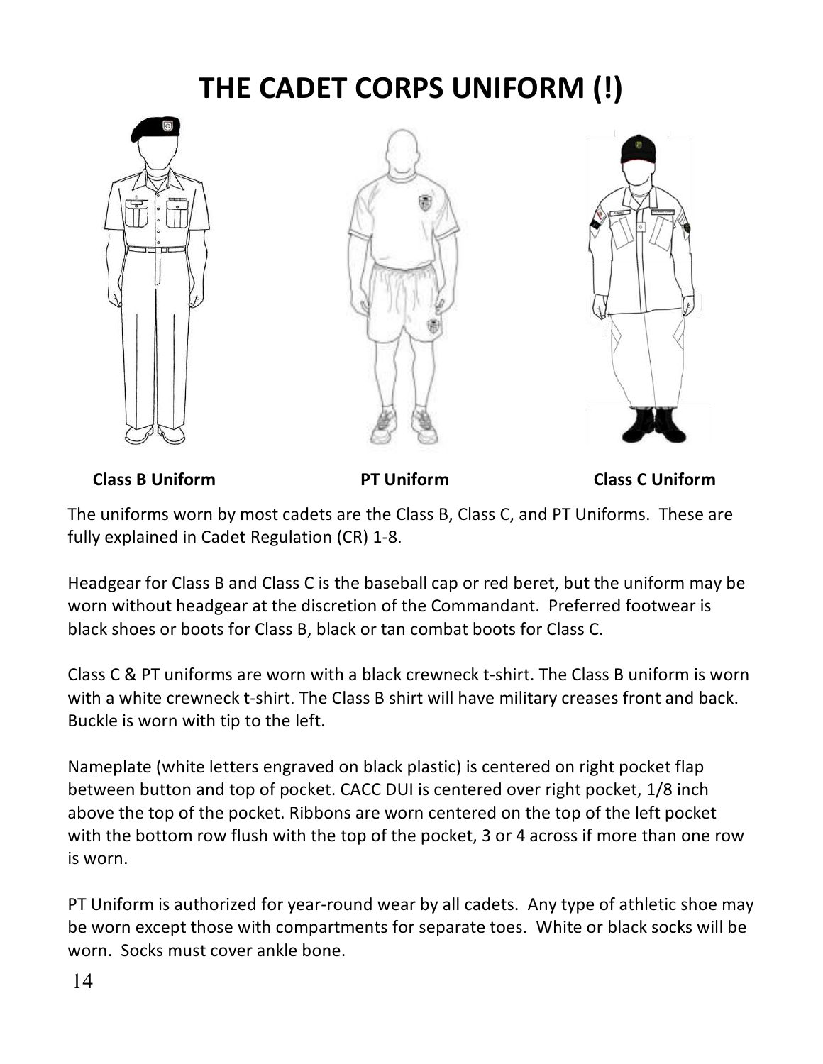# THE CADET CORPS UNIFORM (!)

**Class B Uniform** **PT Uniform** **Class C Uniform**

The uniforms worn by most cadets are the Class B, Class C, and PT Uniforms. These are fully explained in Cadet Regulation (CR) 1-8.

Headgear for Class B and Class C is the baseball cap or red beret, but the uniform may be worn without headgear at the discretion of the Commandant. Preferred footwear is black shoes or boots for Class B, black or tan combat boots for Class C.

Class C & PT uniforms are worn with a black crewneck t-shirt. The Class B uniform is worn with a white crewneck t-shirt. The Class B shirt will have military creases front and back. Buckle is worn with tip to the left.

Nameplate (white letters engraved on black plastic) is centered on right pocket flap between button and top of pocket. CACC DUI is centered over right pocket, 1/8 inch above the top of the pocket. Ribbons are worn centered on the top of the left pocket with the bottom row flush with the top of the pocket, 3 or 4 across if more than one row is worn.

PT Uniform is authorized for year-round wear by all cadets. Any type of athletic shoe may be worn except those with compartments for separate toes. White or black socks will be worn. Socks must cover ankle bone.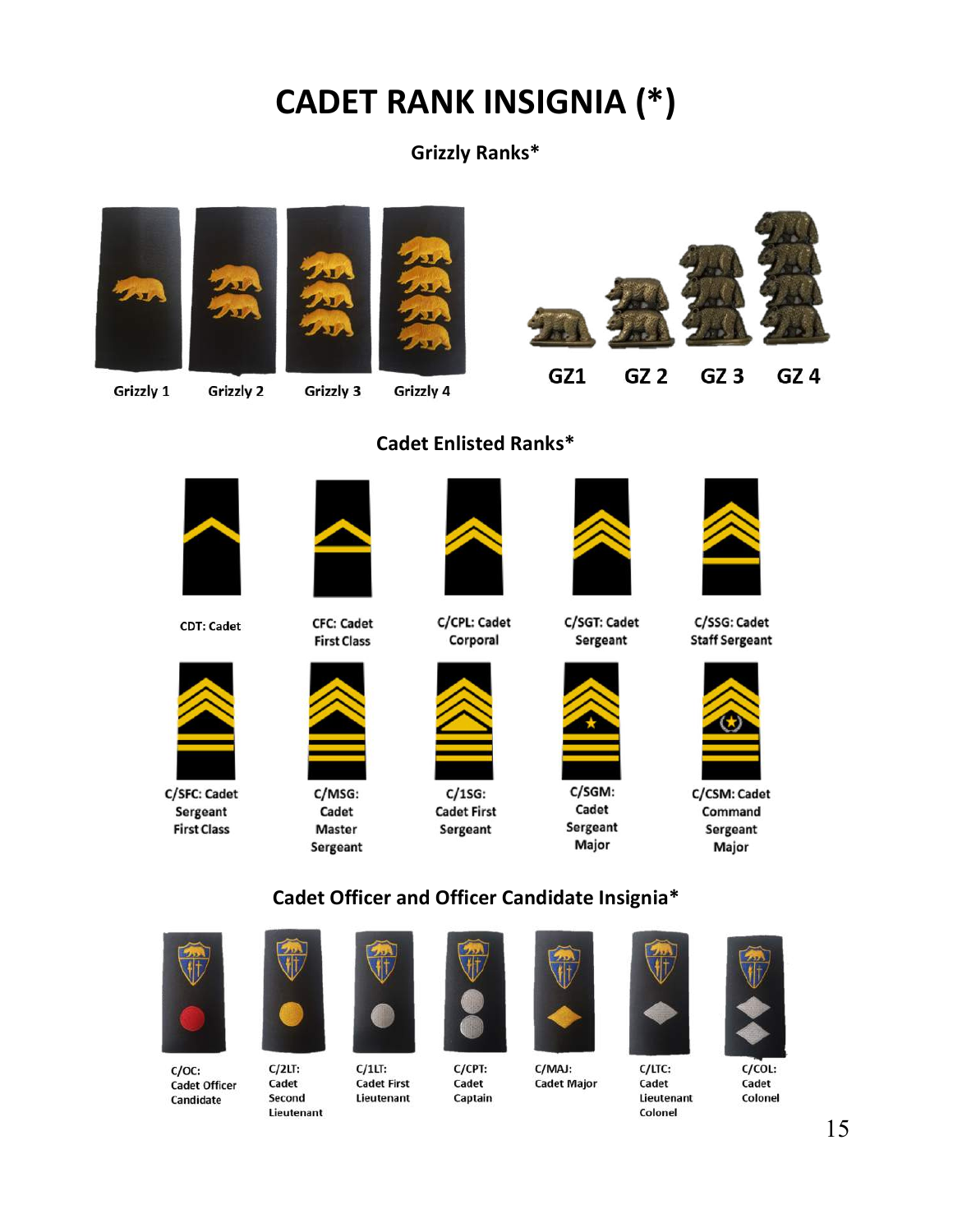# CADET RANK INSIGNIA (*)

## Grizzly Ranks*

Grizzly 1 Grizzly 2 Grizzly 3 Grizzly 4

GZ1 GZ 2 GZ 3 GZ 4

## Cadet Enlisted Ranks*

CDT: Cadet

CFC: Cadet First Class

C/CPL: Cadet Corporal

C/SGT: Cadet Sergeant

C/SSG: Cadet Staff Sergeant

C/SFC: Cadet Sergeant First Class

C/MSG: Cadet Master Sergeant

C/1SG: Cadet First Sergeant

C/SGM: Cadet Sergeant Major

C/CSM: Cadet Command Sergeant Major

## Cadet Officer and Officer Candidate Insignia*

C/OC: Cadet Officer Candidate

C/2LT: Cadet Second Lieutenant

C/1LT: Cadet First Lieutenant

C/CPT: Cadet Captain

C/MAJ: Cadet Major

C/LTC: Cadet Lieutenant Colonel

C/COL: Cadet Colonel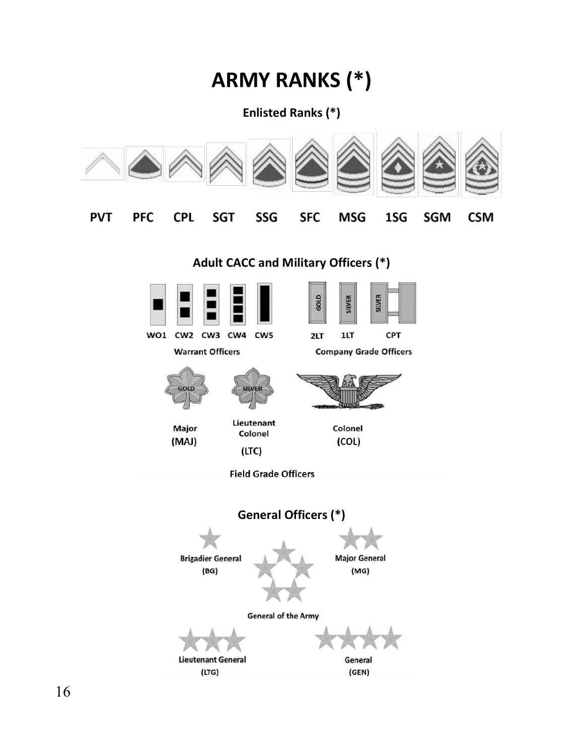# ARMY RANKS (*)

### Enlisted Ranks (*)

PVT PFC CPL SGT SSG SFC MSG 1SG SGM CSM

### Adult CACC and Military Officers (*)

GOLD SILVER SILVER

WO1 CW2 CW3 CW4 CW5

Warrant Officers

2LT 1LT CPT

Company Grade Officers

GOLD SILVER

Major (MAJ)

Lieutenant Colonel (LTC)

Colonel (COL)

Field Grade Officers

### General Officers (*)

Brigadier General (BG)

Major General (MG)

General of the Army

Lieutenant General (LTG)

General (GEN)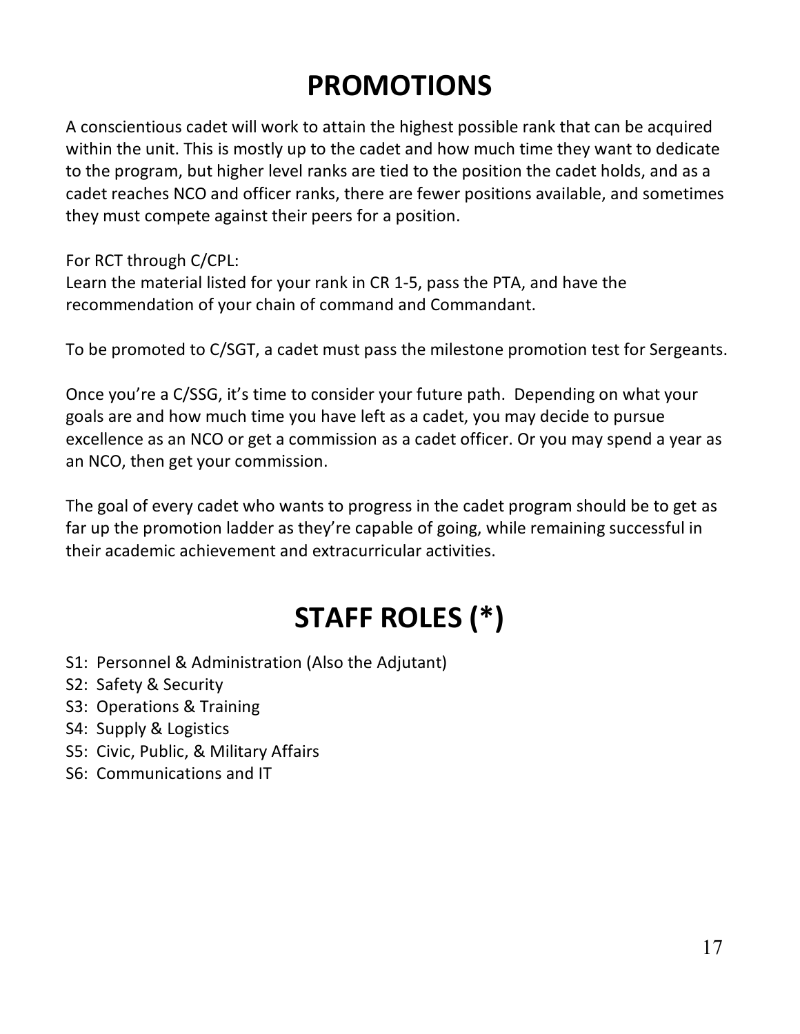# PROMOTIONS

A conscientious cadet will work to attain the highest possible rank that can be acquired within the unit. This is mostly up to the cadet and how much time they want to dedicate to the program, but higher level ranks are tied to the position the cadet holds, and as a cadet reaches NCO and officer ranks, there are fewer positions available, and sometimes they must compete against their peers for a position.

For RCT through C/CPL:
Learn the material listed for your rank in CR 1-5, pass the PTA, and have the recommendation of your chain of command and Commandant.

To be promoted to C/SGT, a cadet must pass the milestone promotion test for Sergeants.

Once you're a C/SSG, it's time to consider your future path. Depending on what your goals are and how much time you have left as a cadet, you may decide to pursue excellence as an NCO or get a commission as a cadet officer. Or you may spend a year as an NCO, then get your commission.

The goal of every cadet who wants to progress in the cadet program should be to get as far up the promotion ladder as they're capable of going, while remaining successful in their academic achievement and extracurricular activities.

# STAFF ROLES (*)

- S1: Personnel & Administration (Also the Adjutant)
- S2: Safety & Security
- S3: Operations & Training
- S4: Supply & Logistics
- S5: Civic, Public, & Military Affairs
- S6: Communications and IT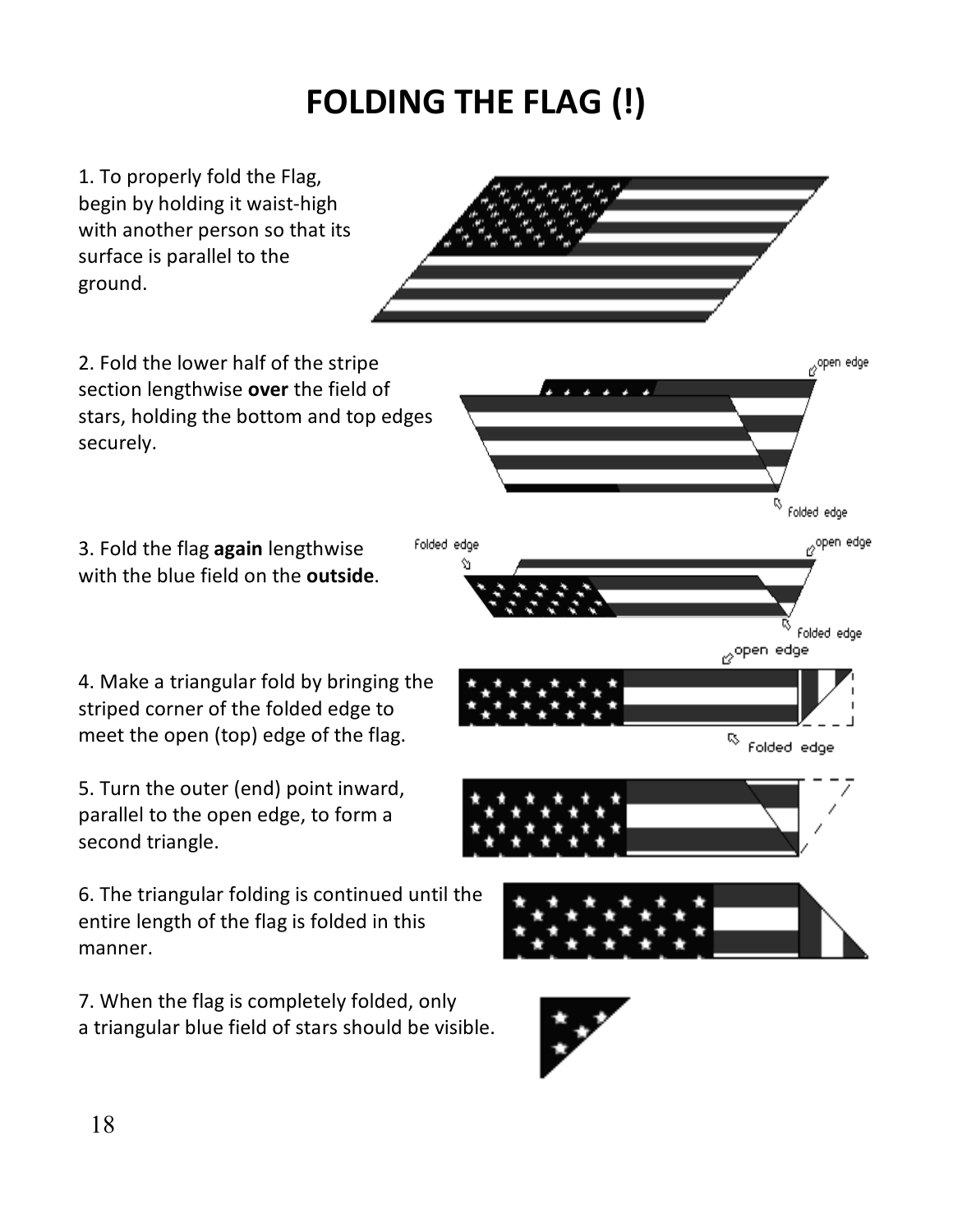# FOLDING THE FLAG (!)

1. To properly fold the Flag, begin by holding it waist-high with another person so that its surface is parallel to the ground.

2. Fold the lower half of the stripe section lengthwise **over** the field of stars, holding the bottom and top edges securely.

3. Fold the flag **again** lengthwise with the blue field on the **outside**.

4. Make a triangular fold by bringing the striped corner of the folded edge to meet the open (top) edge of the flag.

5. Turn the outer (end) point inward, parallel to the open edge, to form a second triangle.

6. The triangular folding is continued until the entire length of the flag is folded in this manner.

7. When the flag is completely folded, only a triangular blue field of stars should be visible.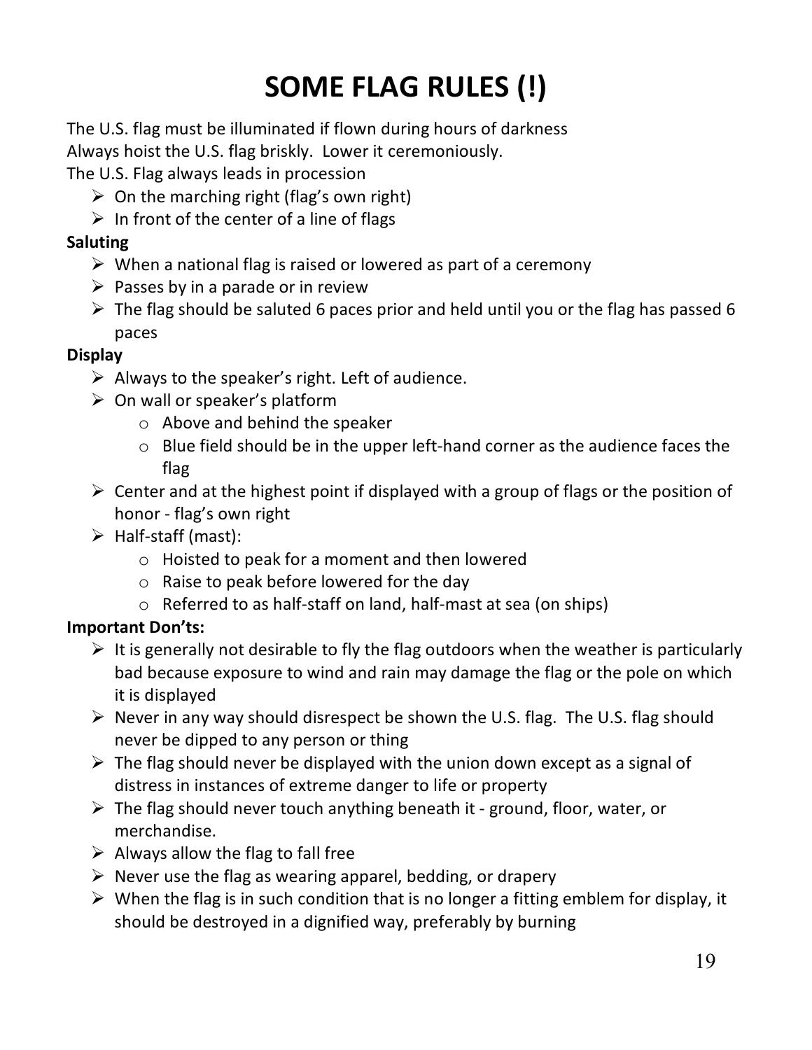# SOME FLAG RULES (!)

The U.S. flag must be illuminated if flown during hours of darkness
Always hoist the U.S. flag briskly. Lower it ceremoniously.
The U.S. Flag always leads in procession

- On the marching right (flag's own right)
- In front of the center of a line of flags

**Saluting**

- When a national flag is raised or lowered as part of a ceremony
- Passes by in a parade or in review
- The flag should be saluted 6 paces prior and held until you or the flag has passed 6 paces

**Display**

- Always to the speaker's right. Left of audience.
- On wall or speaker's platform
    - Above and behind the speaker
    - Blue field should be in the upper left-hand corner as the audience faces the flag
- Center and at the highest point if displayed with a group of flags or the position of honor - flag's own right
- Half-staff (mast):
    - Hoisted to peak for a moment and then lowered
    - Raise to peak before lowered for the day
    - Referred to as half-staff on land, half-mast at sea (on ships)

**Important Don'ts:**

- It is generally not desirable to fly the flag outdoors when the weather is particularly bad because exposure to wind and rain may damage the flag or the pole on which it is displayed
- Never in any way should disrespect be shown the U.S. flag. The U.S. flag should never be dipped to any person or thing
- The flag should never be displayed with the union down except as a signal of distress in instances of extreme danger to life or property
- The flag should never touch anything beneath it - ground, floor, water, or merchandise.
- Always allow the flag to fall free
- Never use the flag as wearing apparel, bedding, or drapery
- When the flag is in such condition that is no longer a fitting emblem for display, it should be destroyed in a dignified way, preferably by burning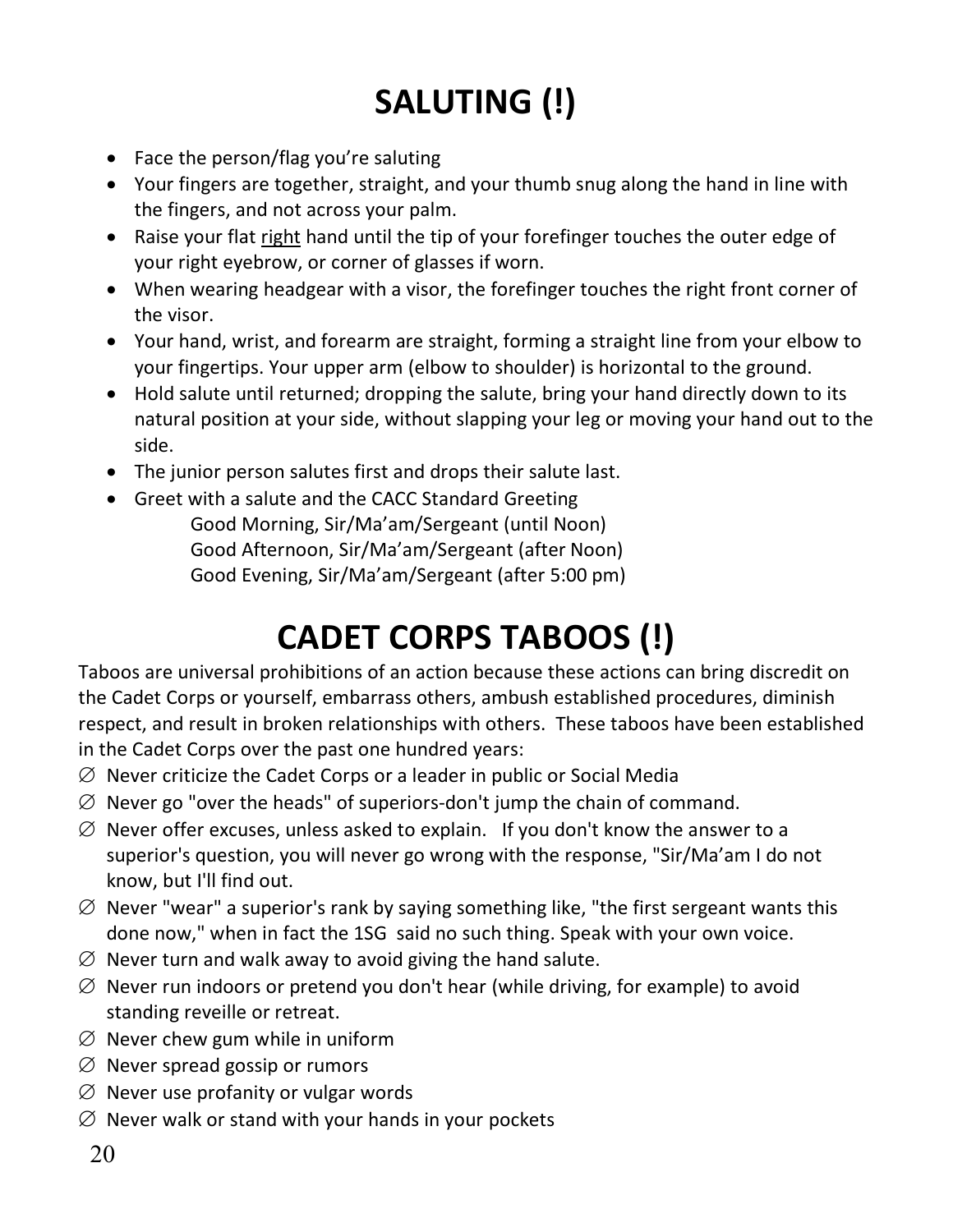# SALUTING (!)

- Face the person/flag you're saluting
- Your fingers are together, straight, and your thumb snug along the hand in line with the fingers, and not across your palm.
- Raise your flat <u>right</u> hand until the tip of your forefinger touches the outer edge of your right eyebrow, or corner of glasses if worn.
- When wearing headgear with a visor, the forefinger touches the right front corner of the visor.
- Your hand, wrist, and forearm are straight, forming a straight line from your elbow to your fingertips. Your upper arm (elbow to shoulder) is horizontal to the ground.
- Hold salute until returned; dropping the salute, bring your hand directly down to its natural position at your side, without slapping your leg or moving your hand out to the side.
- The junior person salutes first and drops their salute last.
- Greet with a salute and the CACC Standard Greeting

  Good Morning, Sir/Ma'am/Sergeant (until Noon)
  Good Afternoon, Sir/Ma'am/Sergeant (after Noon)
  Good Evening, Sir/Ma'am/Sergeant (after 5:00 pm)

# CADET CORPS TABOOS (!)

Taboos are universal prohibitions of an action because these actions can bring discredit on the Cadet Corps or yourself, embarrass others, ambush established procedures, diminish respect, and result in broken relationships with others. These taboos have been established in the Cadet Corps over the past one hundred years:

∅ Never criticize the Cadet Corps or a leader in public or Social Media
∅ Never go "over the heads" of superiors-don't jump the chain of command.
∅ Never offer excuses, unless asked to explain. If you don't know the answer to a superior's question, you will never go wrong with the response, "Sir/Ma'am I do not know, but I'll find out.
∅ Never "wear" a superior's rank by saying something like, "the first sergeant wants this done now," when in fact the 1SG said no such thing. Speak with your own voice.
∅ Never turn and walk away to avoid giving the hand salute.
∅ Never run indoors or pretend you don't hear (while driving, for example) to avoid standing reveille or retreat.
∅ Never chew gum while in uniform
∅ Never spread gossip or rumors
∅ Never use profanity or vulgar words
∅ Never walk or stand with your hands in your pockets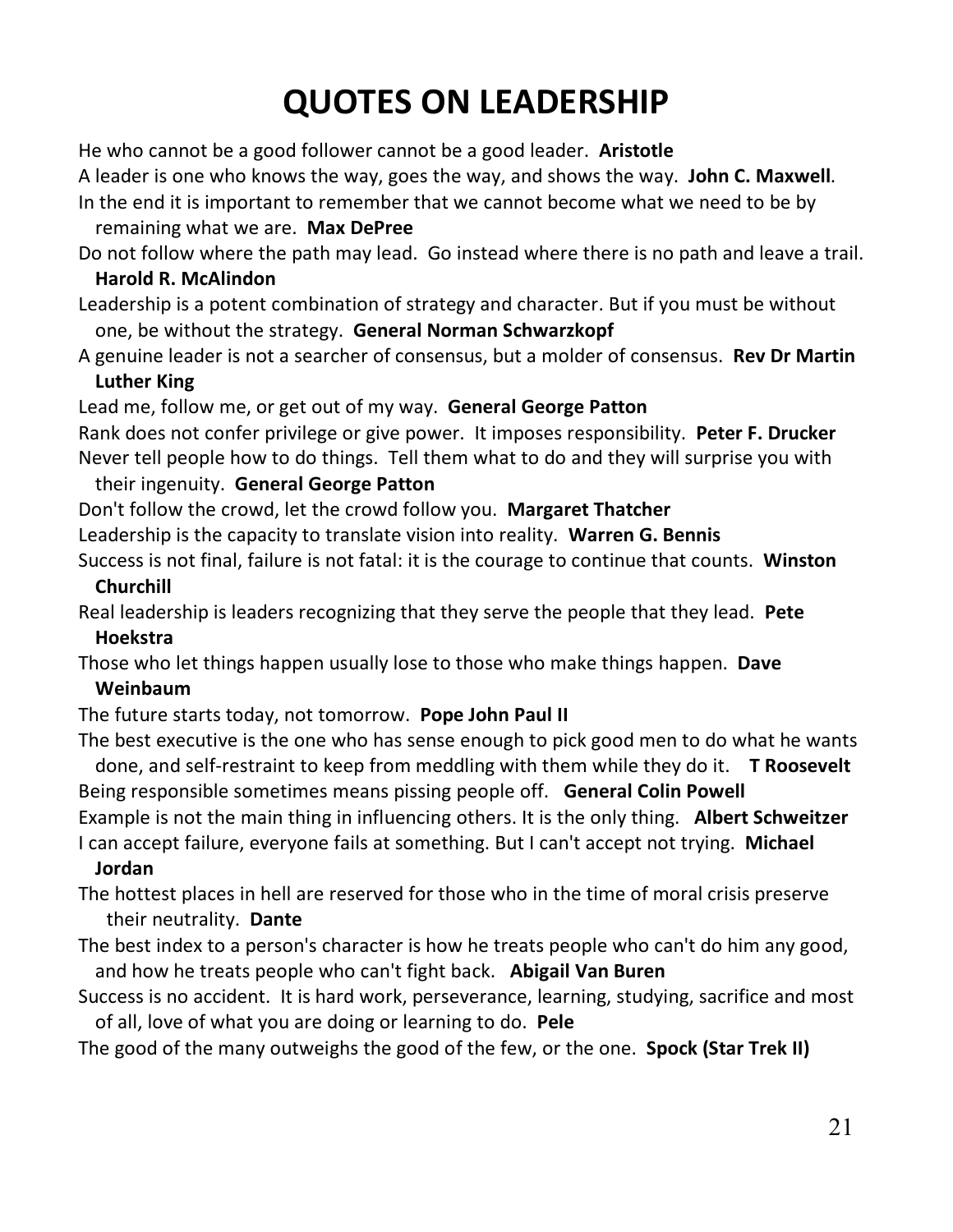# QUOTES ON LEADERSHIP

He who cannot be a good follower cannot be a good leader. **Aristotle**

A leader is one who knows the way, goes the way, and shows the way. **John C. Maxwell**.

In the end it is important to remember that we cannot become what we need to be by remaining what we are. **Max DePree**

Do not follow where the path may lead. Go instead where there is no path and leave a trail. **Harold R. McAlindon**

Leadership is a potent combination of strategy and character. But if you must be without one, be without the strategy. **General Norman Schwarzkopf**

A genuine leader is not a searcher of consensus, but a molder of consensus. **Rev Dr Martin Luther King**

Lead me, follow me, or get out of my way. **General George Patton**

Rank does not confer privilege or give power. It imposes responsibility. **Peter F. Drucker**

Never tell people how to do things. Tell them what to do and they will surprise you with their ingenuity. **General George Patton**

Don't follow the crowd, let the crowd follow you. **Margaret Thatcher**

Leadership is the capacity to translate vision into reality. **Warren G. Bennis**

Success is not final, failure is not fatal: it is the courage to continue that counts. **Winston Churchill**

Real leadership is leaders recognizing that they serve the people that they lead. **Pete Hoekstra**

Those who let things happen usually lose to those who make things happen. **Dave Weinbaum**

The future starts today, not tomorrow. **Pope John Paul II**

The best executive is the one who has sense enough to pick good men to do what he wants done, and self-restraint to keep from meddling with them while they do it. **T Roosevelt**

Being responsible sometimes means pissing people off. **General Colin Powell**

Example is not the main thing in influencing others. It is the only thing. **Albert Schweitzer**

I can accept failure, everyone fails at something. But I can't accept not trying. **Michael Jordan**

The hottest places in hell are reserved for those who in the time of moral crisis preserve their neutrality. **Dante**

The best index to a person's character is how he treats people who can't do him any good, and how he treats people who can't fight back. **Abigail Van Buren**

Success is no accident. It is hard work, perseverance, learning, studying, sacrifice and most of all, love of what you are doing or learning to do. **Pele**

The good of the many outweighs the good of the few, or the one. **Spock (Star Trek II)**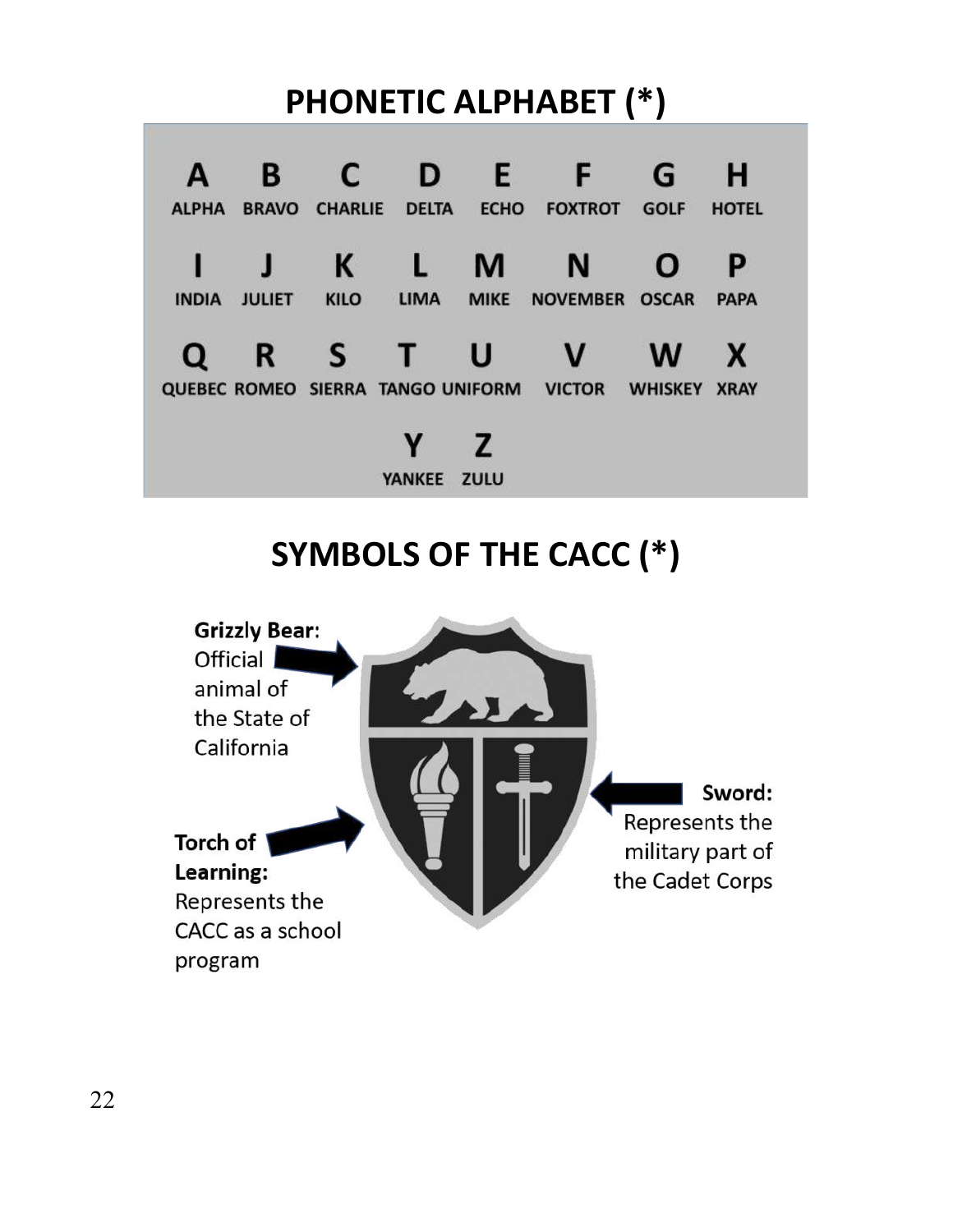## PHONETIC ALPHABET (*)

| A | B | C | D | E | F | G | H |
|---|---|---|---|---|---|---|---|
| ALPHA | BRAVO | CHARLIE | DELTA | ECHO | FOXTROT | GOLF | HOTEL |
| I | J | K | L | M | N | O | P |
| INDIA | JULIET | KILO | LIMA | MIKE | NOVEMBER | OSCAR | PAPA |
| Q | R | S | T | U | V | W | X |
| QUEBEC | ROMEO | SIERRA | TANGO | UNIFORM | VICTOR | WHISKEY | XRAY |
| Y | Z | | | | | | |
| YANKEE | ZULU | | | | | | |

## SYMBOLS OF THE CACC (*)

**Grizzly Bear**: Official animal of the State of California

**Torch of Learning:** Represents the CACC as a school program

**Sword:** Represents the military part of the Cadet Corps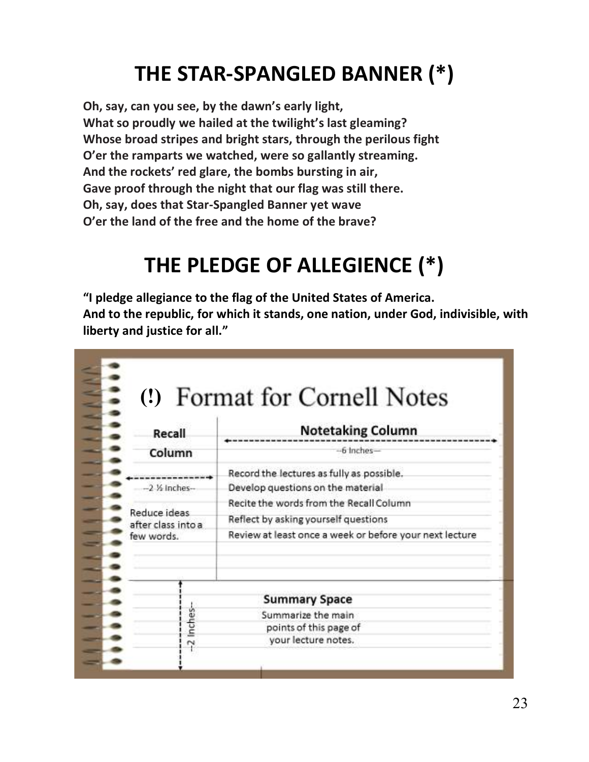# THE STAR-SPANGLED BANNER (*)

**Oh, say, can you see, by the dawn's early light,**
**What so proudly we hailed at the twilight's last gleaming?**
**Whose broad stripes and bright stars, through the perilous fight**
**O'er the ramparts we watched, were so gallantly streaming.**
**And the rockets' red glare, the bombs bursting in air,**
**Gave proof through the night that our flag was still there.**
**Oh, say, does that Star-Spangled Banner yet wave**
**O'er the land of the free and the home of the brave?**

# THE PLEDGE OF ALLEGIENCE (*)

**"I pledge allegiance to the flag of the United States of America.**
**And to the republic, for which it stands, one nation, under God, indivisible, with liberty and justice for all."**

## (!) Format for Cornell Notes

| Recall Column | Notetaking Column |
|---|---|
| --2 ½ Inches-- | --6 Inches-- |
| Reduce ideas after class into a few words. | Record the lectures as fully as possible.<br>Develop questions on the material<br>Recite the words from the Recall Column<br>Reflect by asking yourself questions<br>Review at least once a week or before your next lecture |

--2 Inches--

**Summary Space**

Summarize the main points of this page of your lecture notes.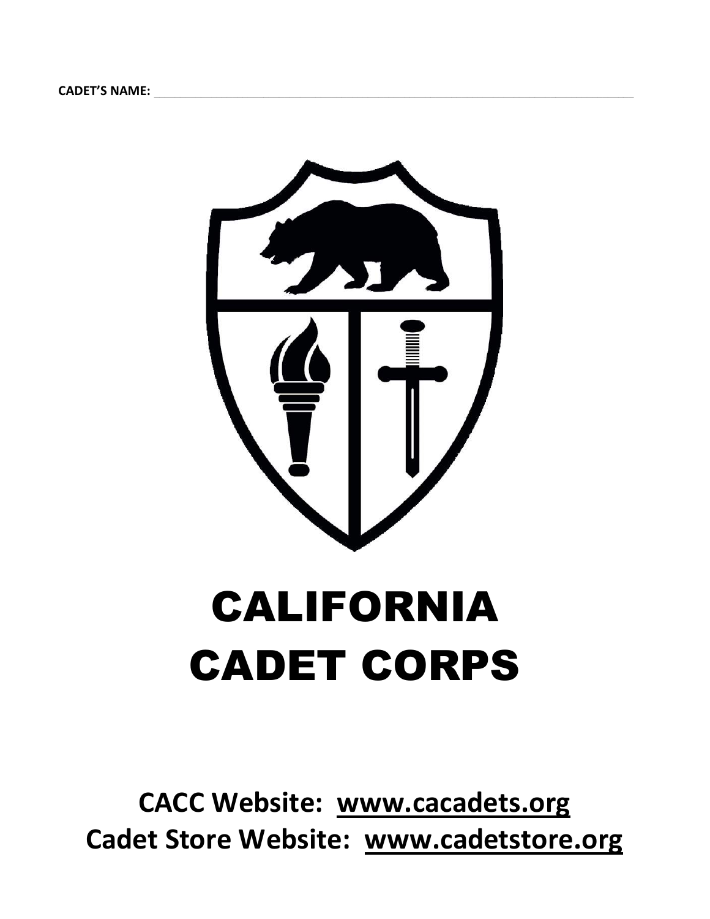CADET'S NAME: ______________________________________________

# CALIFORNIA CADET CORPS

**CACC Website: www.cacadets.org**
**Cadet Store Website: www.cadetstore.org**